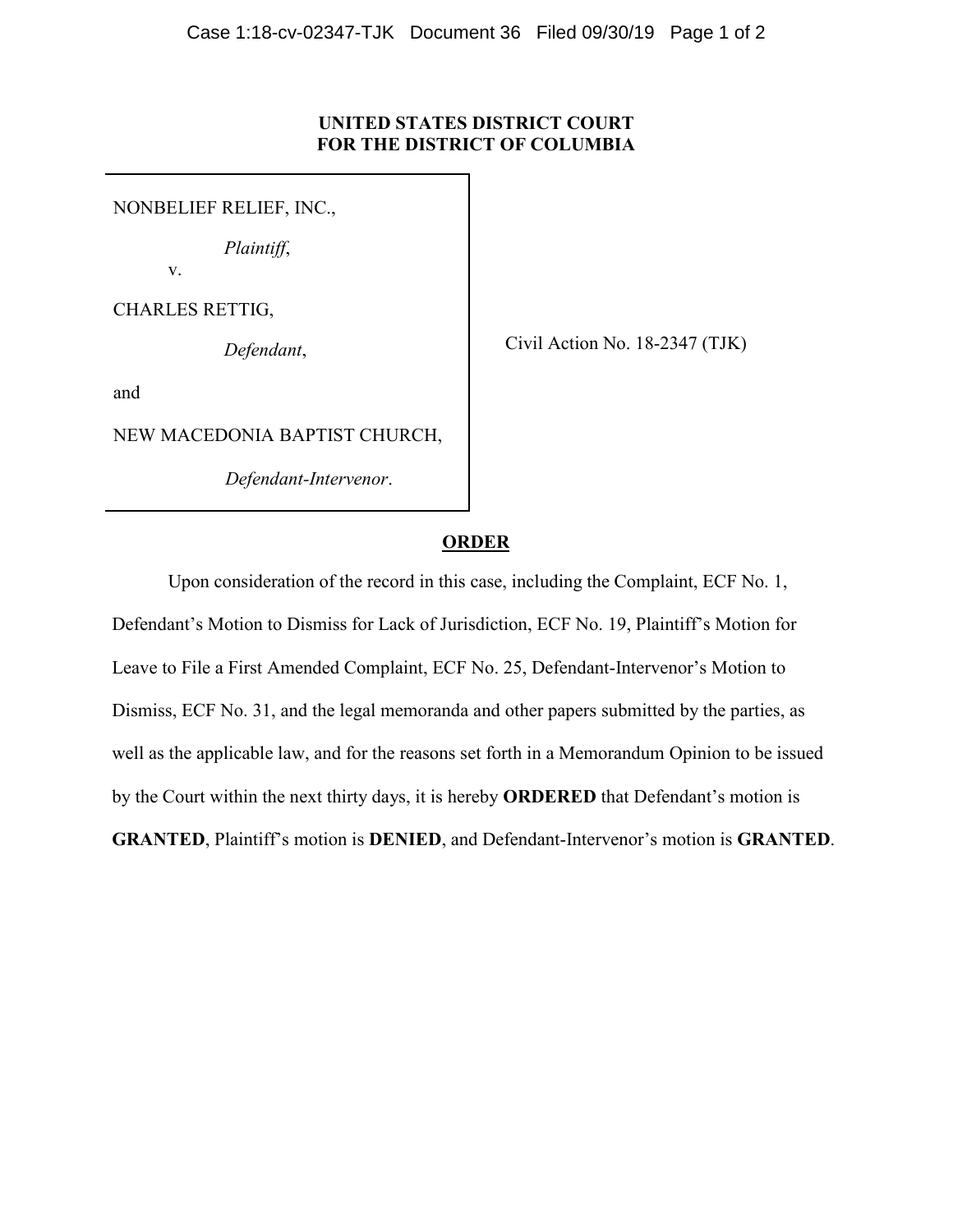**UNITED STATES DISTRICT COURT**
**FOR THE DISTRICT OF COLUMBIA**

| | |
|---|---|
| NONBELIEF RELIEF, INC., *Plaintiff*, v. CHARLES RETTIG, *Defendant*, and NEW MACEDONIA BAPTIST CHURCH, *Defendant-Intervenor*. | Civil Action No. 18-2347 (TJK) |

## ORDER

Upon consideration of the record in this case, including the Complaint, ECF No. 1, Defendant's Motion to Dismiss for Lack of Jurisdiction, ECF No. 19, Plaintiff's Motion for Leave to File a First Amended Complaint, ECF No. 25, Defendant-Intervenor's Motion to Dismiss, ECF No. 31, and the legal memoranda and other papers submitted by the parties, as well as the applicable law, and for the reasons set forth in a Memorandum Opinion to be issued by the Court within the next thirty days, it is hereby **ORDERED** that Defendant's motion is **GRANTED**, Plaintiff's motion is **DENIED**, and Defendant-Intervenor's motion is **GRANTED**.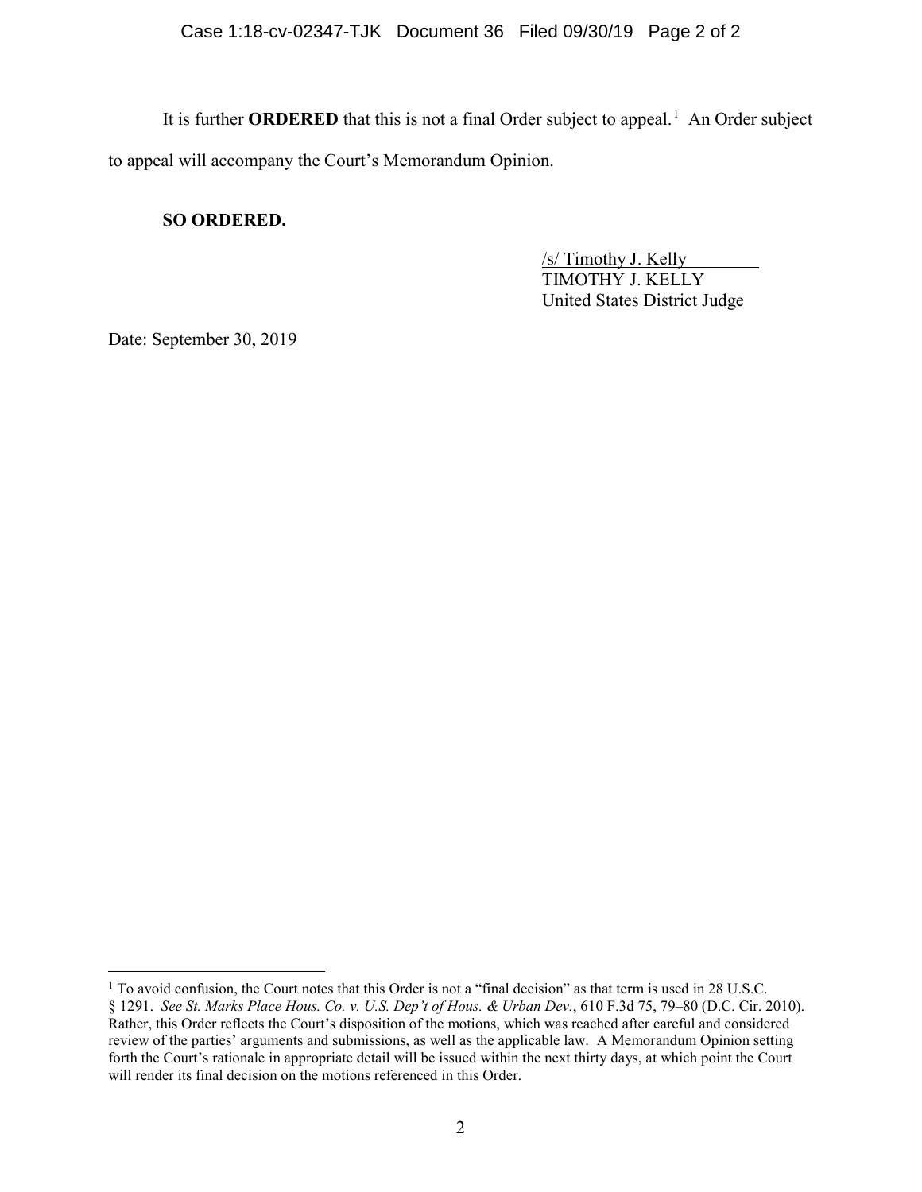It is further **ORDERED** that this is not a final Order subject to appeal.[1] An Order subject to appeal will accompany the Court's Memorandum Opinion.

**SO ORDERED.**

/s/ Timothy J. Kelly
TIMOTHY J. KELLY
United States District Judge

Date: September 30, 2019

---

[1] To avoid confusion, the Court notes that this Order is not a "final decision" as that term is used in 28 U.S.C. § 1291. *See St. Marks Place Hous. Co. v. U.S. Dep't of Hous. & Urban Dev.*, 610 F.3d 75, 79–80 (D.C. Cir. 2010). Rather, this Order reflects the Court's disposition of the motions, which was reached after careful and considered review of the parties' arguments and submissions, as well as the applicable law. A Memorandum Opinion setting forth the Court's rationale in appropriate detail will be issued within the next thirty days, at which point the Court will render its final decision on the motions referenced in this Order.